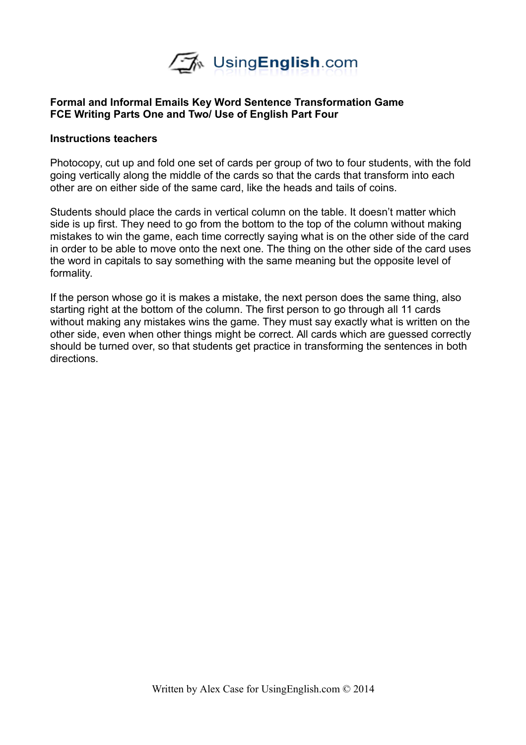UsingEnglish.com

**Formal and Informal Emails Key Word Sentence Transformation Game**
**FCE Writing Parts One and Two/ Use of English Part Four**

**Instructions teachers**

Photocopy, cut up and fold one set of cards per group of two to four students, with the fold going vertically along the middle of the cards so that the cards that transform into each other are on either side of the same card, like the heads and tails of coins.

Students should place the cards in vertical column on the table. It doesn't matter which side is up first. They need to go from the bottom to the top of the column without making mistakes to win the game, each time correctly saying what is on the other side of the card in order to be able to move onto the next one. The thing on the other side of the card uses the word in capitals to say something with the same meaning but the opposite level of formality.

If the person whose go it is makes a mistake, the next person does the same thing, also starting right at the bottom of the column. The first person to go through all 11 cards without making any mistakes wins the game. They must say exactly what is written on the other side, even when other things might be correct. All cards which are guessed correctly should be turned over, so that students get practice in transforming the sentences in both directions.

Written by Alex Case for UsingEnglish.com © 2014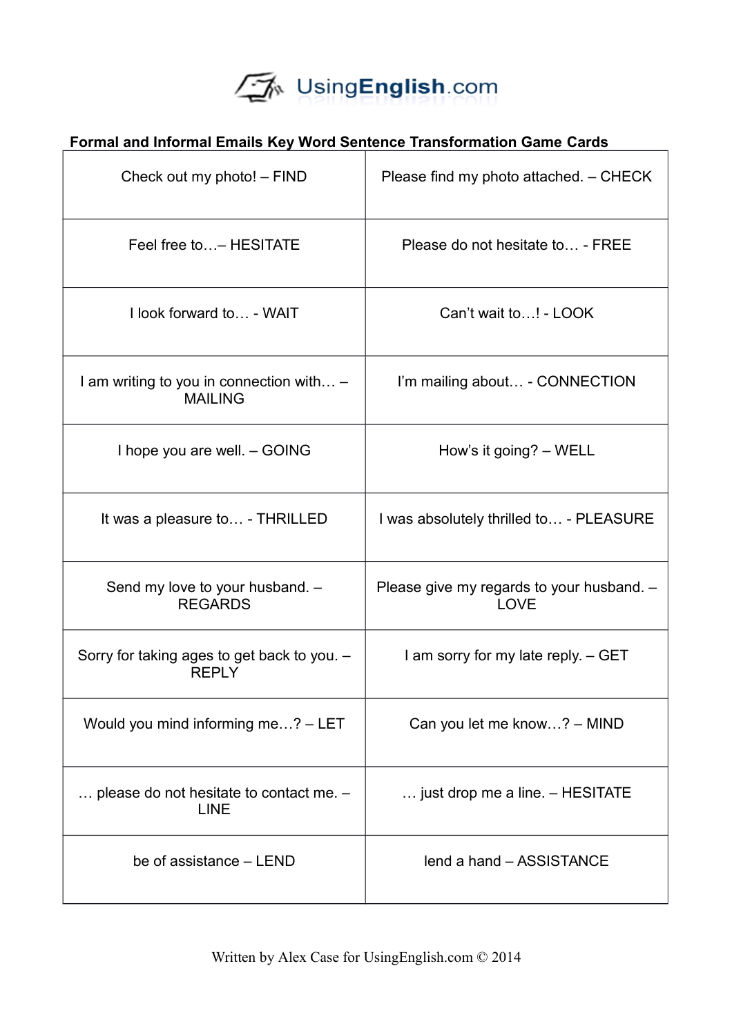UsingEnglish.com

**Formal and Informal Emails Key Word Sentence Transformation Game Cards**

| | |
|---|---|
| Check out my photo! – FIND | Please find my photo attached. – CHECK |
| Feel free to…– HESITATE | Please do not hesitate to… - FREE |
| I look forward to… - WAIT | Can't wait to…! - LOOK |
| I am writing to you in connection with… – MAILING | I'm mailing about… - CONNECTION |
| I hope you are well. – GOING | How's it going? – WELL |
| It was a pleasure to… - THRILLED | I was absolutely thrilled to… - PLEASURE |
| Send my love to your husband. – REGARDS | Please give my regards to your husband. – LOVE |
| Sorry for taking ages to get back to you. – REPLY | I am sorry for my late reply. – GET |
| Would you mind informing me…? – LET | Can you let me know…? – MIND |
| … please do not hesitate to contact me. – LINE | … just drop me a line. – HESITATE |
| be of assistance – LEND | lend a hand – ASSISTANCE |

Written by Alex Case for UsingEnglish.com © 2014